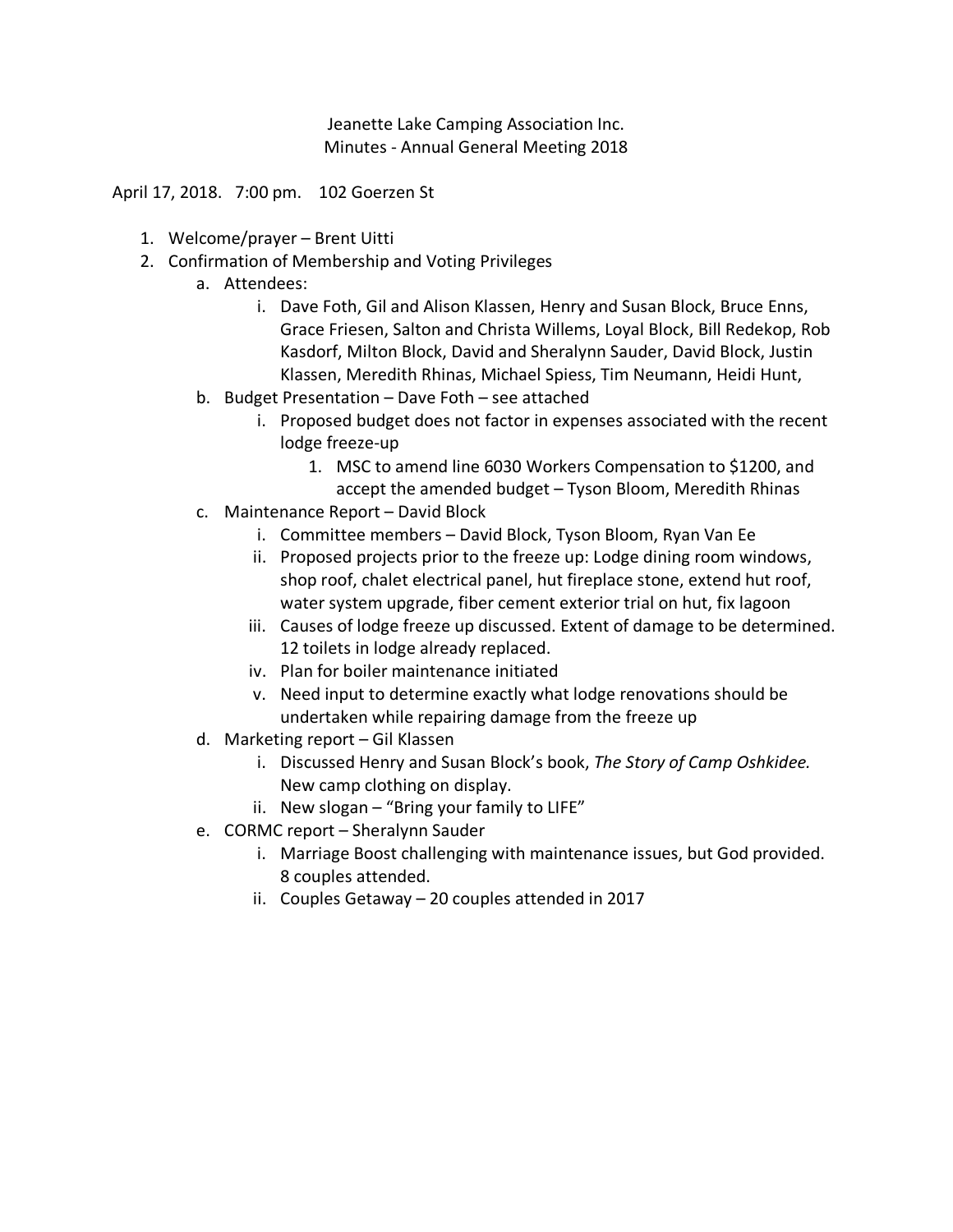Jeanette Lake Camping Association Inc.
Minutes - Annual General Meeting 2018

April 17, 2018. 7:00 pm. 102 Goerzen St

1. Welcome/prayer – Brent Uitti
2. Confirmation of Membership and Voting Privileges
   a. Attendees:
      i. Dave Foth, Gil and Alison Klassen, Henry and Susan Block, Bruce Enns, Grace Friesen, Salton and Christa Willems, Loyal Block, Bill Redekop, Rob Kasdorf, Milton Block, David and Sheralynn Sauder, David Block, Justin Klassen, Meredith Rhinas, Michael Spiess, Tim Neumann, Heidi Hunt,
   b. Budget Presentation – Dave Foth – see attached
      i. Proposed budget does not factor in expenses associated with the recent lodge freeze-up
         1. MSC to amend line 6030 Workers Compensation to $1200, and accept the amended budget – Tyson Bloom, Meredith Rhinas
   c. Maintenance Report – David Block
      i. Committee members – David Block, Tyson Bloom, Ryan Van Ee
      ii. Proposed projects prior to the freeze up: Lodge dining room windows, shop roof, chalet electrical panel, hut fireplace stone, extend hut roof, water system upgrade, fiber cement exterior trial on hut, fix lagoon
      iii. Causes of lodge freeze up discussed. Extent of damage to be determined. 12 toilets in lodge already replaced.
      iv. Plan for boiler maintenance initiated
      v. Need input to determine exactly what lodge renovations should be undertaken while repairing damage from the freeze up
   d. Marketing report – Gil Klassen
      i. Discussed Henry and Susan Block's book, *The Story of Camp Oshkidee.* New camp clothing on display.
      ii. New slogan – "Bring your family to LIFE"
   e. CORMC report – Sheralynn Sauder
      i. Marriage Boost challenging with maintenance issues, but God provided. 8 couples attended.
      ii. Couples Getaway – 20 couples attended in 2017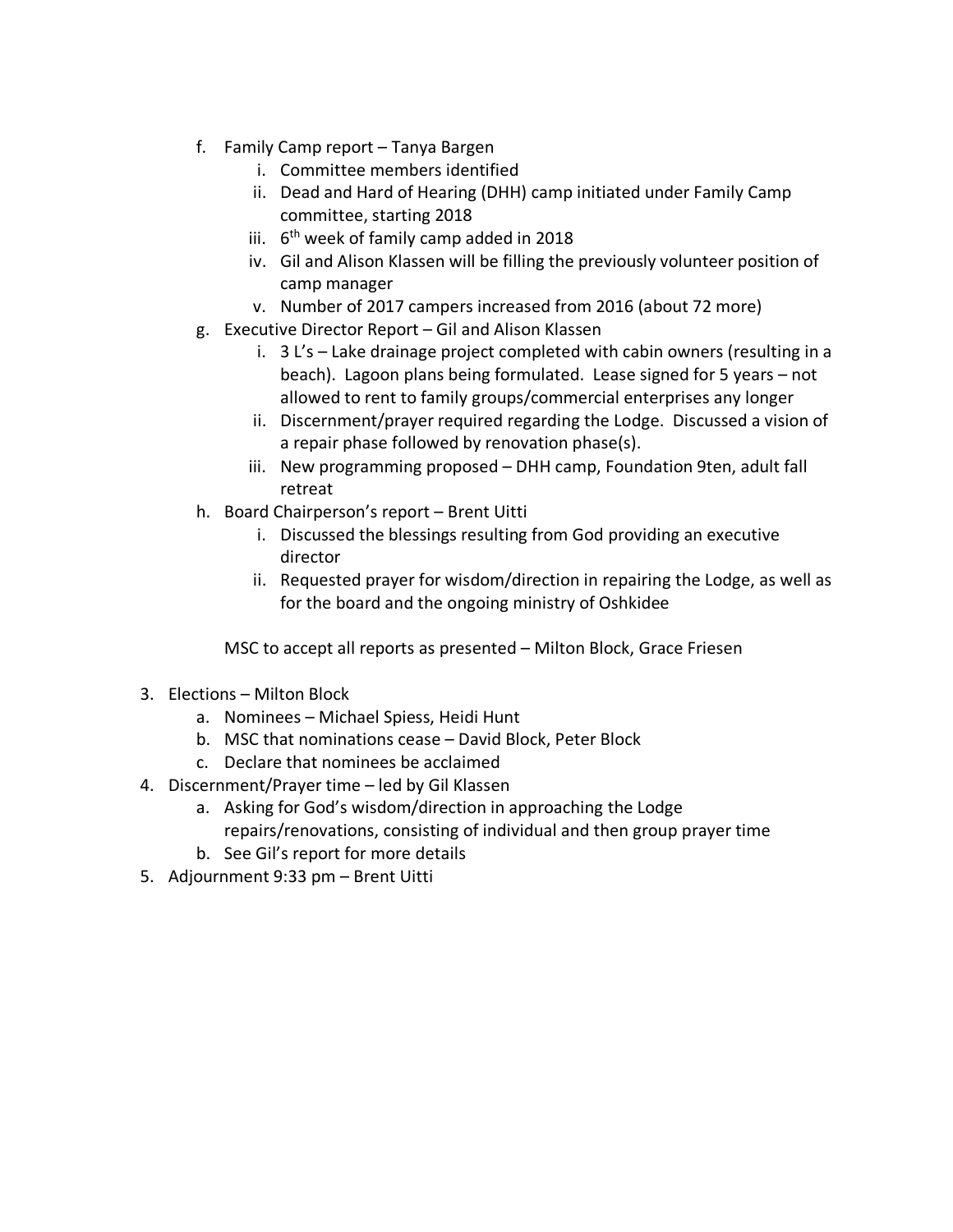f. Family Camp report – Tanya Bargen
      i. Committee members identified
      ii. Dead and Hard of Hearing (DHH) camp initiated under Family Camp committee, starting 2018
      iii. 6th week of family camp added in 2018
      iv. Gil and Alison Klassen will be filling the previously volunteer position of camp manager
      v. Number of 2017 campers increased from 2016 (about 72 more)
   g. Executive Director Report – Gil and Alison Klassen
      i. 3 L's – Lake drainage project completed with cabin owners (resulting in a beach). Lagoon plans being formulated. Lease signed for 5 years – not allowed to rent to family groups/commercial enterprises any longer
      ii. Discernment/prayer required regarding the Lodge. Discussed a vision of a repair phase followed by renovation phase(s).
      iii. New programming proposed – DHH camp, Foundation 9ten, adult fall retreat
   h. Board Chairperson's report – Brent Uitti
      i. Discussed the blessings resulting from God providing an executive director
      ii. Requested prayer for wisdom/direction in repairing the Lodge, as well as for the board and the ongoing ministry of Oshkidee

   MSC to accept all reports as presented – Milton Block, Grace Friesen

3. Elections – Milton Block
   a. Nominees – Michael Spiess, Heidi Hunt
   b. MSC that nominations cease – David Block, Peter Block
   c. Declare that nominees be acclaimed
4. Discernment/Prayer time – led by Gil Klassen
   a. Asking for God's wisdom/direction in approaching the Lodge repairs/renovations, consisting of individual and then group prayer time
   b. See Gil's report for more details
5. Adjournment 9:33 pm – Brent Uitti